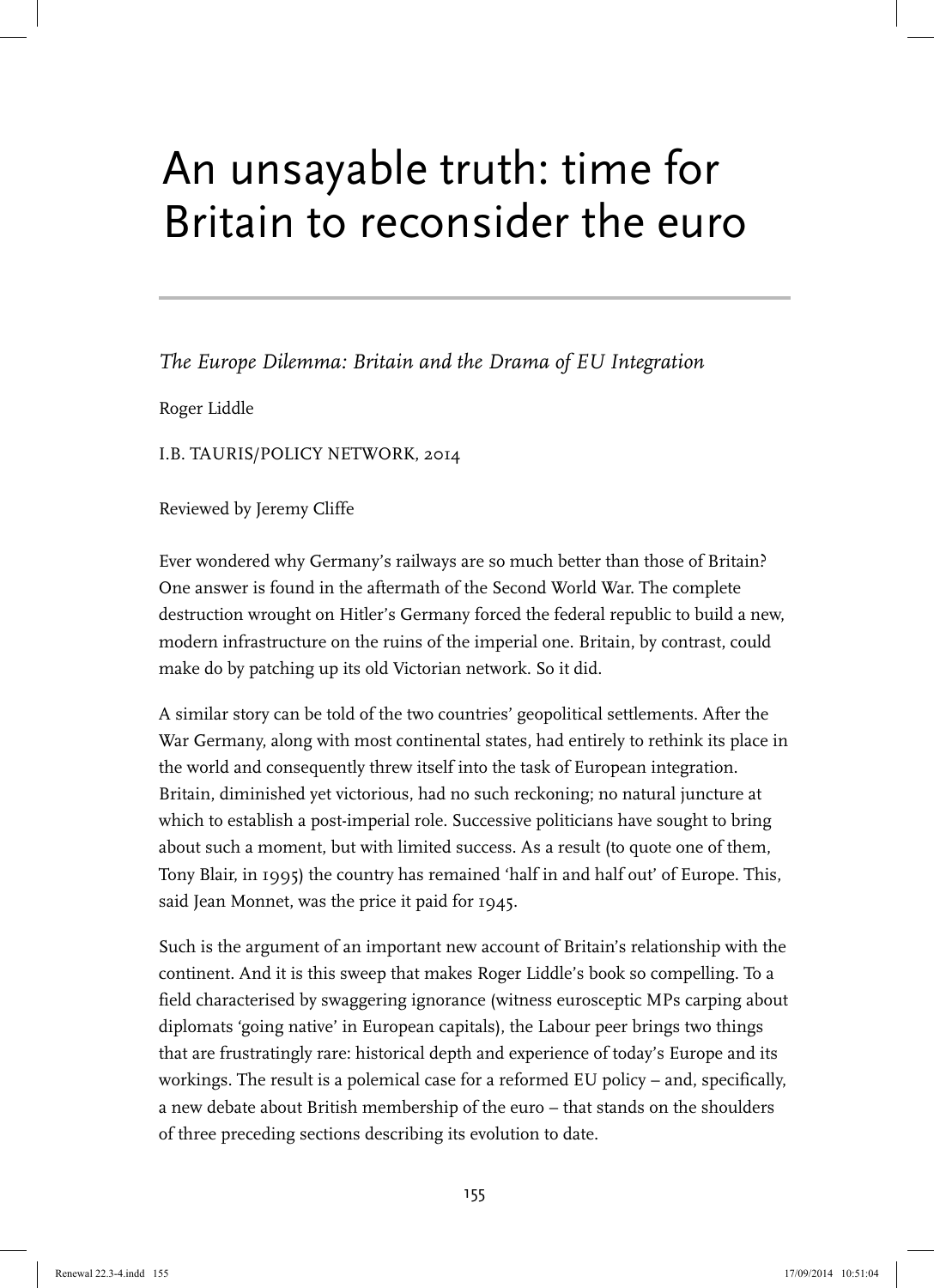# An unsayable truth: time for Britain to reconsider the euro

*The Europe Dilemma: Britain and the Drama of EU Integration*

Roger Liddle

I.B. TAURIS/POLICY NETWORK, 2014

Reviewed by Jeremy Cliffe

Ever wondered why Germany's railways are so much better than those of Britain? One answer is found in the aftermath of the Second World War. The complete destruction wrought on Hitler's Germany forced the federal republic to build a new, modern infrastructure on the ruins of the imperial one. Britain, by contrast, could make do by patching up its old Victorian network. So it did.

A similar story can be told of the two countries' geopolitical settlements. After the War Germany, along with most continental states, had entirely to rethink its place in the world and consequently threw itself into the task of European integration. Britain, diminished yet victorious, had no such reckoning; no natural juncture at which to establish a post-imperial role. Successive politicians have sought to bring about such a moment, but with limited success. As a result (to quote one of them, Tony Blair, in 1995) the country has remained 'half in and half out' of Europe. This, said Jean Monnet, was the price it paid for 1945.

Such is the argument of an important new account of Britain's relationship with the continent. And it is this sweep that makes Roger Liddle's book so compelling. To a field characterised by swaggering ignorance (witness eurosceptic MPs carping about diplomats 'going native' in European capitals), the Labour peer brings two things that are frustratingly rare: historical depth and experience of today's Europe and its workings. The result is a polemical case for a reformed EU policy – and, specifically, a new debate about British membership of the euro – that stands on the shoulders of three preceding sections describing its evolution to date.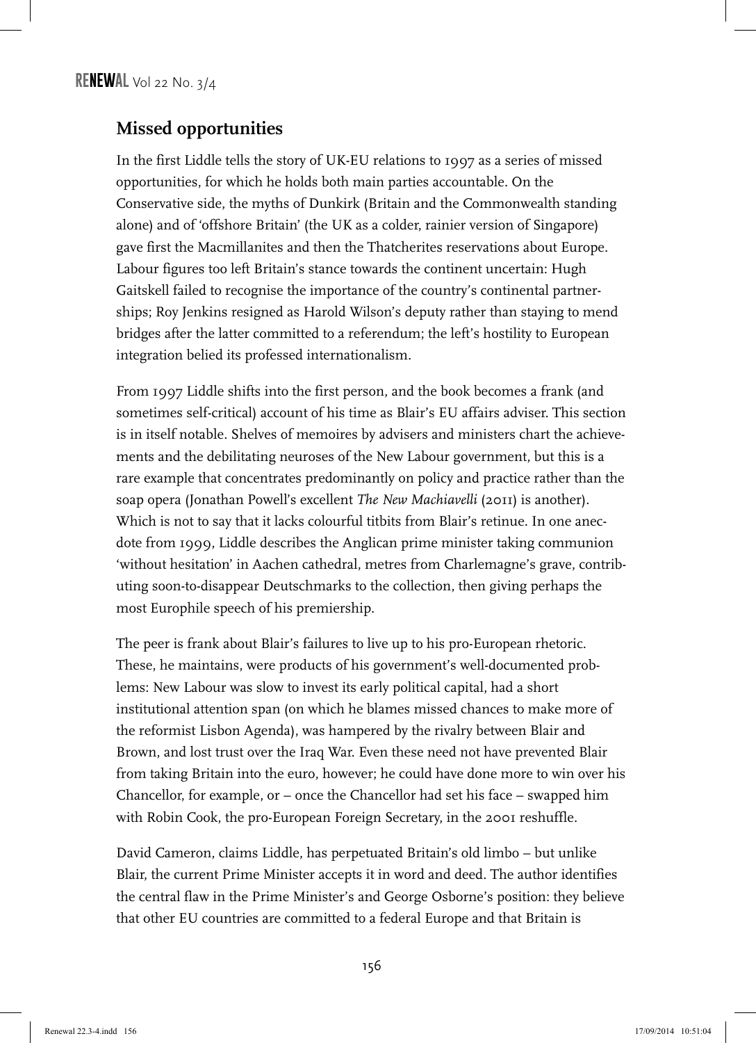## Missed opportunities

In the first Liddle tells the story of UK-EU relations to 1997 as a series of missed opportunities, for which he holds both main parties accountable. On the Conservative side, the myths of Dunkirk (Britain and the Commonwealth standing alone) and of 'offshore Britain' (the UK as a colder, rainier version of Singapore) gave first the Macmillanites and then the Thatcherites reservations about Europe. Labour figures too left Britain's stance towards the continent uncertain: Hugh Gaitskell failed to recognise the importance of the country's continental partnerships; Roy Jenkins resigned as Harold Wilson's deputy rather than staying to mend bridges after the latter committed to a referendum; the left's hostility to European integration belied its professed internationalism.

From 1997 Liddle shifts into the first person, and the book becomes a frank (and sometimes self-critical) account of his time as Blair's EU affairs adviser. This section is in itself notable. Shelves of memoires by advisers and ministers chart the achievements and the debilitating neuroses of the New Labour government, but this is a rare example that concentrates predominantly on policy and practice rather than the soap opera (Jonathan Powell's excellent *The New Machiavelli* (2011) is another). Which is not to say that it lacks colourful titbits from Blair's retinue. In one anecdote from 1999, Liddle describes the Anglican prime minister taking communion 'without hesitation' in Aachen cathedral, metres from Charlemagne's grave, contributing soon-to-disappear Deutschmarks to the collection, then giving perhaps the most Europhile speech of his premiership.

The peer is frank about Blair's failures to live up to his pro-European rhetoric. These, he maintains, were products of his government's well-documented problems: New Labour was slow to invest its early political capital, had a short institutional attention span (on which he blames missed chances to make more of the reformist Lisbon Agenda), was hampered by the rivalry between Blair and Brown, and lost trust over the Iraq War. Even these need not have prevented Blair from taking Britain into the euro, however; he could have done more to win over his Chancellor, for example, or – once the Chancellor had set his face – swapped him with Robin Cook, the pro-European Foreign Secretary, in the 2001 reshuffle.

David Cameron, claims Liddle, has perpetuated Britain's old limbo – but unlike Blair, the current Prime Minister accepts it in word and deed. The author identifies the central flaw in the Prime Minister's and George Osborne's position: they believe that other EU countries are committed to a federal Europe and that Britain is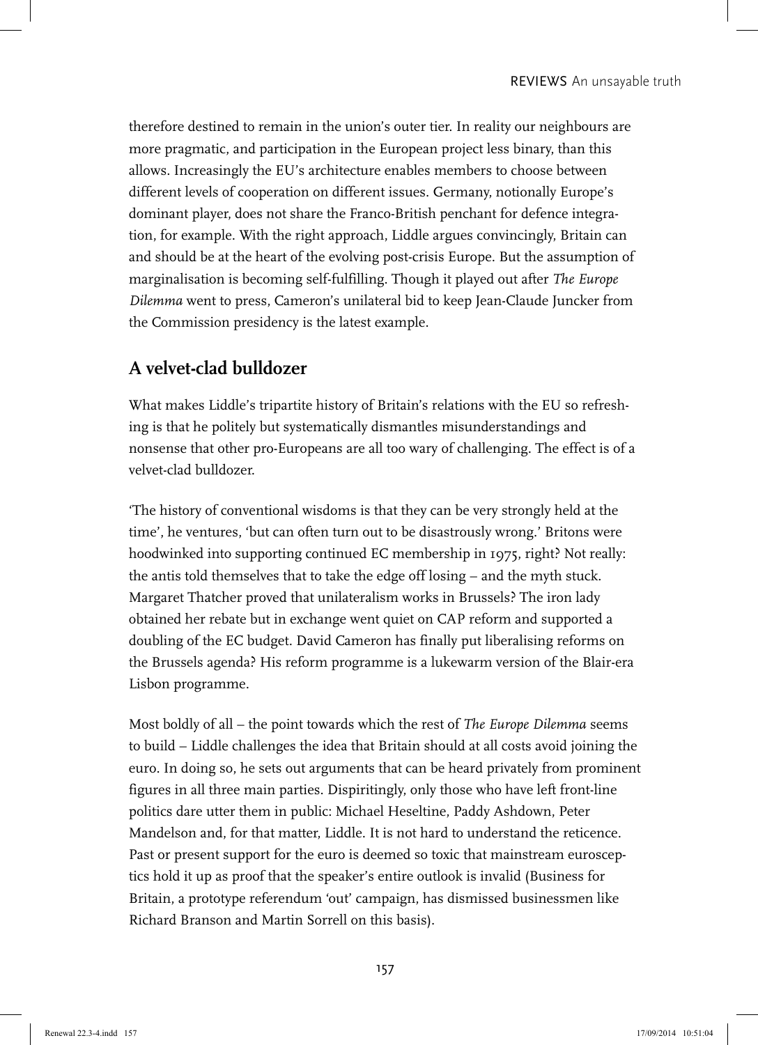therefore destined to remain in the union's outer tier. In reality our neighbours are more pragmatic, and participation in the European project less binary, than this allows. Increasingly the EU's architecture enables members to choose between different levels of cooperation on different issues. Germany, notionally Europe's dominant player, does not share the Franco-British penchant for defence integration, for example. With the right approach, Liddle argues convincingly, Britain can and should be at the heart of the evolving post-crisis Europe. But the assumption of marginalisation is becoming self-fulfilling. Though it played out after *The Europe Dilemma* went to press, Cameron's unilateral bid to keep Jean-Claude Juncker from the Commission presidency is the latest example.

## A velvet-clad bulldozer

What makes Liddle's tripartite history of Britain's relations with the EU so refreshing is that he politely but systematically dismantles misunderstandings and nonsense that other pro-Europeans are all too wary of challenging. The effect is of a velvet-clad bulldozer.

'The history of conventional wisdoms is that they can be very strongly held at the time', he ventures, 'but can often turn out to be disastrously wrong.' Britons were hoodwinked into supporting continued EC membership in 1975, right? Not really: the antis told themselves that to take the edge off losing – and the myth stuck. Margaret Thatcher proved that unilateralism works in Brussels? The iron lady obtained her rebate but in exchange went quiet on CAP reform and supported a doubling of the EC budget. David Cameron has finally put liberalising reforms on the Brussels agenda? His reform programme is a lukewarm version of the Blair-era Lisbon programme.

Most boldly of all – the point towards which the rest of *The Europe Dilemma* seems to build – Liddle challenges the idea that Britain should at all costs avoid joining the euro. In doing so, he sets out arguments that can be heard privately from prominent figures in all three main parties. Dispiritingly, only those who have left front-line politics dare utter them in public: Michael Heseltine, Paddy Ashdown, Peter Mandelson and, for that matter, Liddle. It is not hard to understand the reticence. Past or present support for the euro is deemed so toxic that mainstream eurosceptics hold it up as proof that the speaker's entire outlook is invalid (Business for Britain, a prototype referendum 'out' campaign, has dismissed businessmen like Richard Branson and Martin Sorrell on this basis).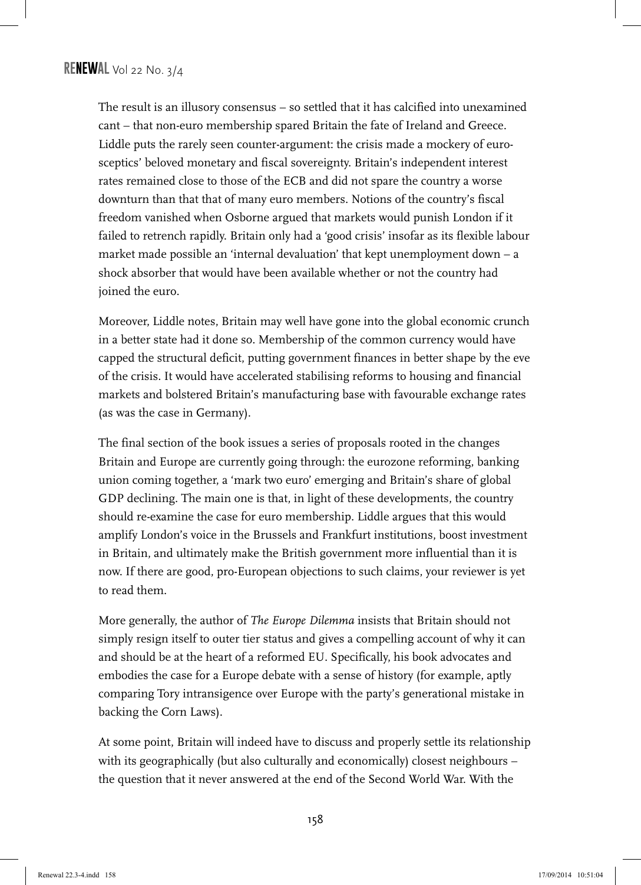The result is an illusory consensus – so settled that it has calcified into unexamined cant – that non-euro membership spared Britain the fate of Ireland and Greece. Liddle puts the rarely seen counter-argument: the crisis made a mockery of euro-sceptics' beloved monetary and fiscal sovereignty. Britain's independent interest rates remained close to those of the ECB and did not spare the country a worse downturn than that that of many euro members. Notions of the country's fiscal freedom vanished when Osborne argued that markets would punish London if it failed to retrench rapidly. Britain only had a 'good crisis' insofar as its flexible labour market made possible an 'internal devaluation' that kept unemployment down – a shock absorber that would have been available whether or not the country had joined the euro.

Moreover, Liddle notes, Britain may well have gone into the global economic crunch in a better state had it done so. Membership of the common currency would have capped the structural deficit, putting government finances in better shape by the eve of the crisis. It would have accelerated stabilising reforms to housing and financial markets and bolstered Britain's manufacturing base with favourable exchange rates (as was the case in Germany).

The final section of the book issues a series of proposals rooted in the changes Britain and Europe are currently going through: the eurozone reforming, banking union coming together, a 'mark two euro' emerging and Britain's share of global GDP declining. The main one is that, in light of these developments, the country should re-examine the case for euro membership. Liddle argues that this would amplify London's voice in the Brussels and Frankfurt institutions, boost investment in Britain, and ultimately make the British government more influential than it is now. If there are good, pro-European objections to such claims, your reviewer is yet to read them.

More generally, the author of *The Europe Dilemma* insists that Britain should not simply resign itself to outer tier status and gives a compelling account of why it can and should be at the heart of a reformed EU. Specifically, his book advocates and embodies the case for a Europe debate with a sense of history (for example, aptly comparing Tory intransigence over Europe with the party's generational mistake in backing the Corn Laws).

At some point, Britain will indeed have to discuss and properly settle its relationship with its geographically (but also culturally and economically) closest neighbours – the question that it never answered at the end of the Second World War. With the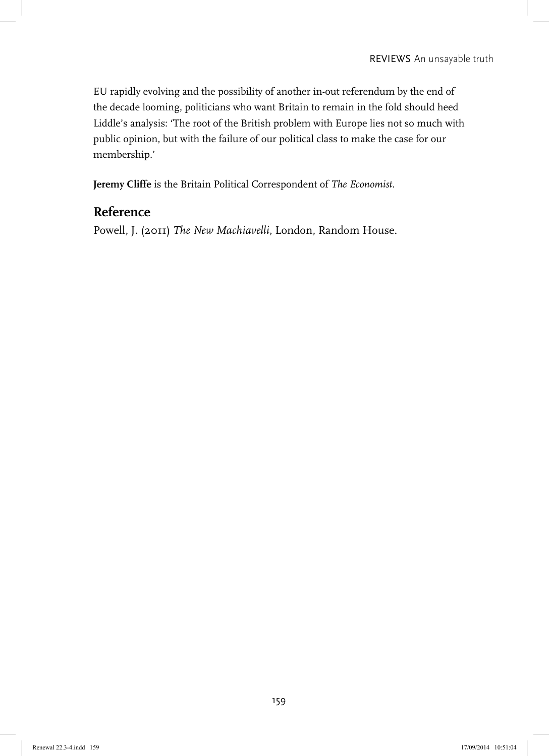EU rapidly evolving and the possibility of another in-out referendum by the end of the decade looming, politicians who want Britain to remain in the fold should heed Liddle's analysis: 'The root of the British problem with Europe lies not so much with public opinion, but with the failure of our political class to make the case for our membership.'

**Jeremy Cliffe** is the Britain Political Correspondent of *The Economist*.

## Reference

Powell, J. (2011) *The New Machiavelli*, London, Random House.